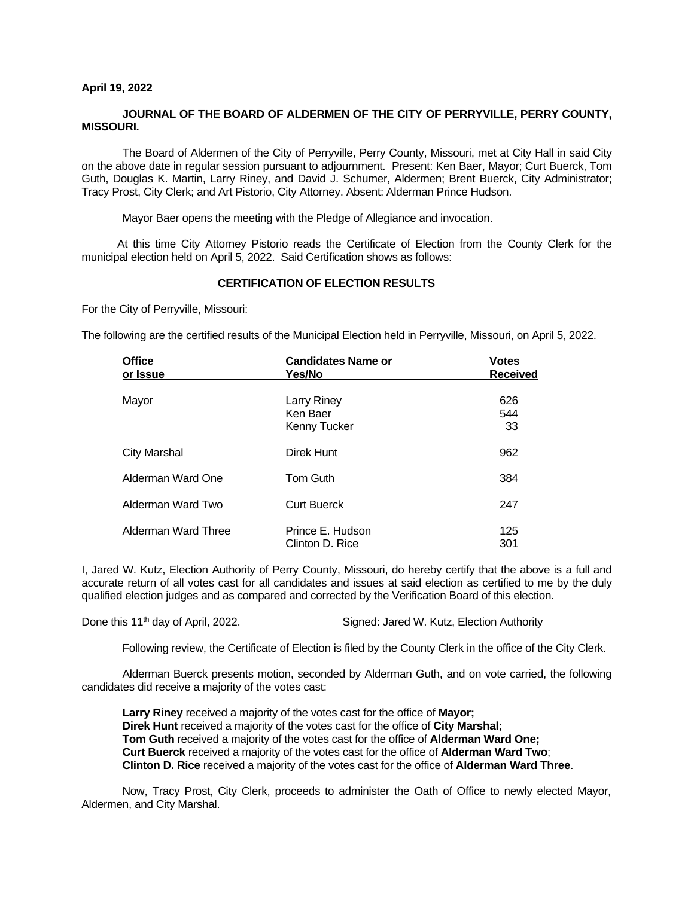**April 19, 2022**

**JOURNAL OF THE BOARD OF ALDERMEN OF THE CITY OF PERRYVILLE, PERRY COUNTY, MISSOURI.**

The Board of Aldermen of the City of Perryville, Perry County, Missouri, met at City Hall in said City on the above date in regular session pursuant to adjournment. Present: Ken Baer, Mayor; Curt Buerck, Tom Guth, Douglas K. Martin, Larry Riney, and David J. Schumer, Aldermen; Brent Buerck, City Administrator; Tracy Prost, City Clerk; and Art Pistorio, City Attorney. Absent: Alderman Prince Hudson.

Mayor Baer opens the meeting with the Pledge of Allegiance and invocation.

At this time City Attorney Pistorio reads the Certificate of Election from the County Clerk for the municipal election held on April 5, 2022. Said Certification shows as follows:

**CERTIFICATION OF ELECTION RESULTS**

For the City of Perryville, Missouri:

The following are the certified results of the Municipal Election held in Perryville, Missouri, on April 5, 2022.

| Office or Issue | Candidates Name or Yes/No | Votes Received |
|---|---|---|
| Mayor | Larry Riney | 626 |
| | Ken Baer | 544 |
| | Kenny Tucker | 33 |
| City Marshal | Direk Hunt | 962 |
| Alderman Ward One | Tom Guth | 384 |
| Alderman Ward Two | Curt Buerck | 247 |
| Alderman Ward Three | Prince E. Hudson | 125 |
| | Clinton D. Rice | 301 |

I, Jared W. Kutz, Election Authority of Perry County, Missouri, do hereby certify that the above is a full and accurate return of all votes cast for all candidates and issues at said election as certified to me by the duly qualified election judges and as compared and corrected by the Verification Board of this election.

Done this 11th day of April, 2022. Signed: Jared W. Kutz, Election Authority

Following review, the Certificate of Election is filed by the County Clerk in the office of the City Clerk.

Alderman Buerck presents motion, seconded by Alderman Guth, and on vote carried, the following candidates did receive a majority of the votes cast:

**Larry Riney** received a majority of the votes cast for the office of **Mayor;**
**Direk Hunt** received a majority of the votes cast for the office of **City Marshal;**
**Tom Guth** received a majority of the votes cast for the office of **Alderman Ward One;**
**Curt Buerck** received a majority of the votes cast for the office of **Alderman Ward Two**;
**Clinton D. Rice** received a majority of the votes cast for the office of **Alderman Ward Three**.

Now, Tracy Prost, City Clerk, proceeds to administer the Oath of Office to newly elected Mayor, Aldermen, and City Marshal.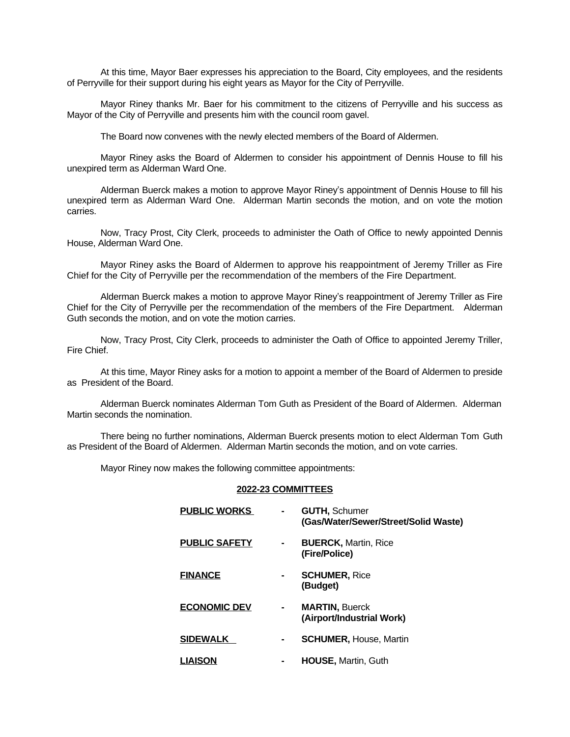At this time, Mayor Baer expresses his appreciation to the Board, City employees, and the residents of Perryville for their support during his eight years as Mayor for the City of Perryville.

Mayor Riney thanks Mr. Baer for his commitment to the citizens of Perryville and his success as Mayor of the City of Perryville and presents him with the council room gavel.

The Board now convenes with the newly elected members of the Board of Aldermen.

Mayor Riney asks the Board of Aldermen to consider his appointment of Dennis House to fill his unexpired term as Alderman Ward One.

Alderman Buerck makes a motion to approve Mayor Riney's appointment of Dennis House to fill his unexpired term as Alderman Ward One. Alderman Martin seconds the motion, and on vote the motion carries.

Now, Tracy Prost, City Clerk, proceeds to administer the Oath of Office to newly appointed Dennis House, Alderman Ward One.

Mayor Riney asks the Board of Aldermen to approve his reappointment of Jeremy Triller as Fire Chief for the City of Perryville per the recommendation of the members of the Fire Department.

Alderman Buerck makes a motion to approve Mayor Riney's reappointment of Jeremy Triller as Fire Chief for the City of Perryville per the recommendation of the members of the Fire Department. Alderman Guth seconds the motion, and on vote the motion carries.

Now, Tracy Prost, City Clerk, proceeds to administer the Oath of Office to appointed Jeremy Triller, Fire Chief.

At this time, Mayor Riney asks for a motion to appoint a member of the Board of Aldermen to preside as President of the Board.

Alderman Buerck nominates Alderman Tom Guth as President of the Board of Aldermen. Alderman Martin seconds the nomination.

There being no further nominations, Alderman Buerck presents motion to elect Alderman Tom Guth as President of the Board of Aldermen. Alderman Martin seconds the motion, and on vote carries.

Mayor Riney now makes the following committee appointments:

**2022-23 COMMITTEES**

| | | |
|---|---|---|
| **PUBLIC WORKS** | - | **GUTH,** Schumer **(Gas/Water/Sewer/Street/Solid Waste)** |
| **PUBLIC SAFETY** | - | **BUERCK,** Martin, Rice **(Fire/Police)** |
| **FINANCE** | - | **SCHUMER,** Rice **(Budget)** |
| **ECONOMIC DEV** | - | **MARTIN,** Buerck **(Airport/Industrial Work)** |
| **SIDEWALK** | - | **SCHUMER,** House, Martin |
| **LIAISON** | - | **HOUSE,** Martin, Guth |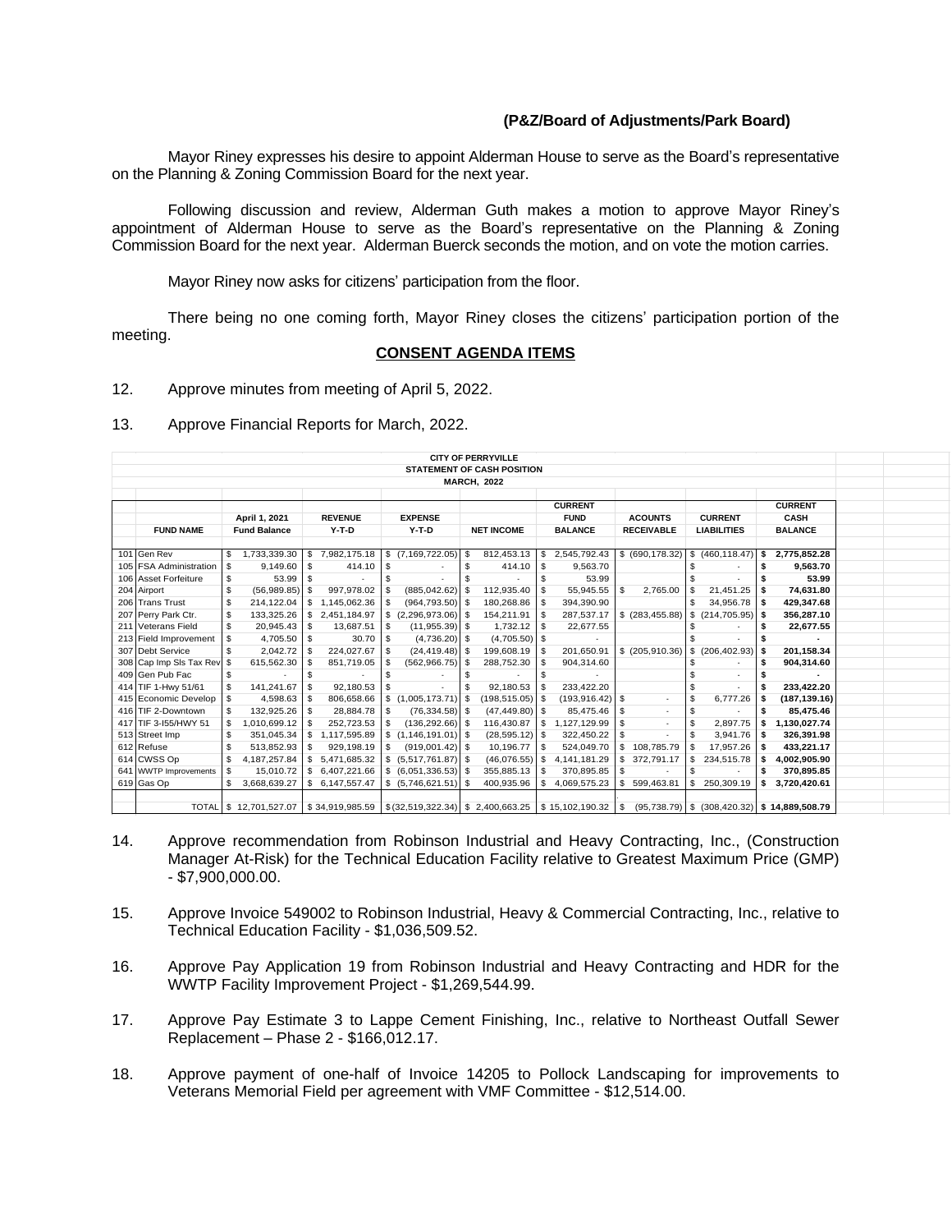**(P&Z/Board of Adjustments/Park Board)**

Mayor Riney expresses his desire to appoint Alderman House to serve as the Board's representative on the Planning & Zoning Commission Board for the next year.

Following discussion and review, Alderman Guth makes a motion to approve Mayor Riney's appointment of Alderman House to serve as the Board's representative on the Planning & Zoning Commission Board for the next year. Alderman Buerck seconds the motion, and on vote the motion carries.

Mayor Riney now asks for citizens' participation from the floor.

There being no one coming forth, Mayor Riney closes the citizens' participation portion of the meeting.

## CONSENT AGENDA ITEMS

12. Approve minutes from meeting of April 5, 2022.

13. Approve Financial Reports for March, 2022.

**CITY OF PERRYVILLE**
**STATEMENT OF CASH POSITION**
**MARCH, 2022**

| | FUND NAME | April 1, 2021 Fund Balance | REVENUE Y-T-D | EXPENSE Y-T-D | NET INCOME | CURRENT FUND BALANCE | ACOUNTS RECEIVABLE | CURRENT LIABILITIES | CURRENT CASH BALANCE |
|---|---|---|---|---|---|---|---|---|---|
| 101 | Gen Rev | $ 1,733,339.30 | $ 7,982,175.18 | $ (7,169,722.05) | $ 812,453.13 | $ 2,545,792.43 | $ (690,178.32) | $ (460,118.47) | **$ 2,775,852.28** |
| 105 | FSA Administration | $ 9,149.60 | $ 414.10 | $ - | $ 414.10 | $ 9,563.70 | | $ - | **$ 9,563.70** |
| 106 | Asset Forfeiture | $ 53.99 | $ - | $ - | $ - | $ 53.99 | | $ - | **$ 53.99** |
| 204 | Airport | $ (56,989.85) | $ 997,978.02 | $ (885,042.62) | $ 112,935.40 | $ 55,945.55 | $ 2,765.00 | $ 21,451.25 | **$ 74,631.80** |
| 206 | Trans Trust | $ 214,122.04 | $ 1,145,062.36 | $ (964,793.50) | $ 180,268.86 | $ 394,390.90 | | $ 34,956.78 | **$ 429,347.68** |
| 207 | Perry Park Ctr. | $ 133,325.26 | $ 2,451,184.97 | $ (2,296,973.06) | $ 154,211.91 | $ 287,537.17 | $ (283,455.88) | $ (214,705.95) | **$ 356,287.10** |
| 211 | Veterans Field | $ 20,945.43 | $ 13,687.51 | $ (11,955.39) | $ 1,732.12 | $ 22,677.55 | | $ - | **$ 22,677.55** |
| 213 | Field Improvement | $ 4,705.50 | $ 30.70 | $ (4,736.20) | $ (4,705.50) | $ - | | $ - | **$ -** |
| 307 | Debt Service | $ 2,042.72 | $ 224,027.67 | $ (24,419.48) | $ 199,608.19 | $ 201,650.91 | $ (205,910.36) | $ (206,402.93) | **$ 201,158.34** |
| 308 | Cap Imp Sls Tax Rev | $ 615,562.30 | $ 851,719.05 | $ (562,966.75) | $ 288,752.30 | $ 904,314.60 | | $ - | **$ 904,314.60** |
| 409 | Gen Pub Fac | $ - | $ - | $ - | $ - | $ - | | $ - | **$ -** |
| 414 | TIF 1-Hwy 51/61 | $ 141,241.67 | $ 92,180.53 | $ - | $ 92,180.53 | $ 233,422.20 | | $ - | **$ 233,422.20** |
| 415 | Economic Develop | $ 4,598.63 | $ 806,658.66 | $ (1,005,173.71) | $ (198,515.05) | $ (193,916.42) | $ - | $ 6,777.26 | **$ (187,139.16)** |
| 416 | TIF 2-Downtown | $ 132,925.26 | $ 28,884.78 | $ (76,334.58) | $ (47,449.80) | $ 85,475.46 | $ - | $ - | **$ 85,475.46** |
| 417 | TIF 3-I55/HWY 51 | $ 1,010,699.12 | $ 252,723.53 | $ (136,292.66) | $ 116,430.87 | $ 1,127,129.99 | $ - | $ 2,897.75 | **$ 1,130,027.74** |
| 513 | Street Imp | $ 351,045.34 | $ 1,117,595.89 | $ (1,146,191.01) | $ (28,595.12) | $ 322,450.22 | $ - | $ 3,941.76 | **$ 326,391.98** |
| 612 | Refuse | $ 513,852.93 | $ 929,198.19 | $ (919,001.42) | $ 10,196.77 | $ 524,049.70 | $ 108,785.79 | $ 17,957.26 | **$ 433,221.17** |
| 614 | CWSS Op | $ 4,187,257.84 | $ 5,471,685.32 | $ (5,517,761.87) | $ (46,076.55) | $ 4,141,181.29 | $ 372,791.17 | $ 234,515.78 | **$ 4,002,905.90** |
| 641 | WWTP Improvements | $ 15,010.72 | $ 6,407,221.66 | $ (6,051,336.53) | $ 355,885.13 | $ 370,895.85 | $ - | $ - | **$ 370,895.85** |
| 619 | Gas Op | $ 3,668,639.27 | $ 6,147,557.47 | $ (5,746,621.51) | $ 400,935.96 | $ 4,069,575.23 | $ 599,463.81 | $ 250,309.19 | **$ 3,720,420.61** |
| | TOTAL | $ 12,701,527.07 | $ 34,919,985.59 | $ (32,519,322.34) | $ 2,400,663.25 | $ 15,102,190.32 | $ (95,738.79) | $ (308,420.32) | **$ 14,889,508.79** |

14. Approve recommendation from Robinson Industrial and Heavy Contracting, Inc., (Construction Manager At-Risk) for the Technical Education Facility relative to Greatest Maximum Price (GMP) - $7,900,000.00.

15. Approve Invoice 549002 to Robinson Industrial, Heavy & Commercial Contracting, Inc., relative to Technical Education Facility - $1,036,509.52.

16. Approve Pay Application 19 from Robinson Industrial and Heavy Contracting and HDR for the WWTP Facility Improvement Project - $1,269,544.99.

17. Approve Pay Estimate 3 to Lappe Cement Finishing, Inc., relative to Northeast Outfall Sewer Replacement – Phase 2 - $166,012.17.

18. Approve payment of one-half of Invoice 14205 to Pollock Landscaping for improvements to Veterans Memorial Field per agreement with VMF Committee - $12,514.00.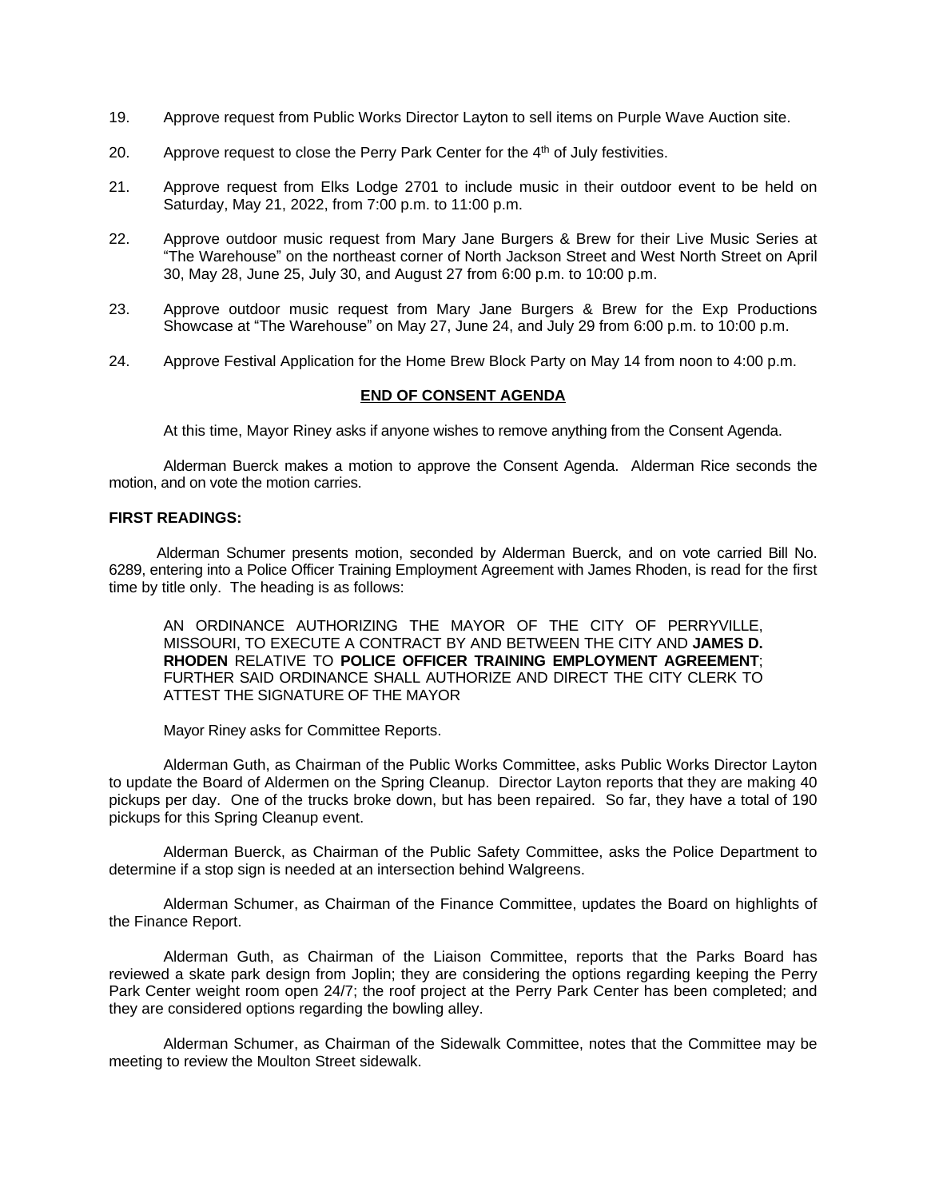19. Approve request from Public Works Director Layton to sell items on Purple Wave Auction site.

20. Approve request to close the Perry Park Center for the 4th of July festivities.

21. Approve request from Elks Lodge 2701 to include music in their outdoor event to be held on Saturday, May 21, 2022, from 7:00 p.m. to 11:00 p.m.

22. Approve outdoor music request from Mary Jane Burgers & Brew for their Live Music Series at "The Warehouse" on the northeast corner of North Jackson Street and West North Street on April 30, May 28, June 25, July 30, and August 27 from 6:00 p.m. to 10:00 p.m.

23. Approve outdoor music request from Mary Jane Burgers & Brew for the Exp Productions Showcase at "The Warehouse" on May 27, June 24, and July 29 from 6:00 p.m. to 10:00 p.m.

24. Approve Festival Application for the Home Brew Block Party on May 14 from noon to 4:00 p.m.

**END OF CONSENT AGENDA**

At this time, Mayor Riney asks if anyone wishes to remove anything from the Consent Agenda.

Alderman Buerck makes a motion to approve the Consent Agenda. Alderman Rice seconds the motion, and on vote the motion carries.

**FIRST READINGS:**

Alderman Schumer presents motion, seconded by Alderman Buerck, and on vote carried Bill No. 6289, entering into a Police Officer Training Employment Agreement with James Rhoden, is read for the first time by title only. The heading is as follows:

> AN ORDINANCE AUTHORIZING THE MAYOR OF THE CITY OF PERRYVILLE, MISSOURI, TO EXECUTE A CONTRACT BY AND BETWEEN THE CITY AND **JAMES D. RHODEN** RELATIVE TO **POLICE OFFICER TRAINING EMPLOYMENT AGREEMENT**; FURTHER SAID ORDINANCE SHALL AUTHORIZE AND DIRECT THE CITY CLERK TO ATTEST THE SIGNATURE OF THE MAYOR

Mayor Riney asks for Committee Reports.

Alderman Guth, as Chairman of the Public Works Committee, asks Public Works Director Layton to update the Board of Aldermen on the Spring Cleanup. Director Layton reports that they are making 40 pickups per day. One of the trucks broke down, but has been repaired. So far, they have a total of 190 pickups for this Spring Cleanup event.

Alderman Buerck, as Chairman of the Public Safety Committee, asks the Police Department to determine if a stop sign is needed at an intersection behind Walgreens.

Alderman Schumer, as Chairman of the Finance Committee, updates the Board on highlights of the Finance Report.

Alderman Guth, as Chairman of the Liaison Committee, reports that the Parks Board has reviewed a skate park design from Joplin; they are considering the options regarding keeping the Perry Park Center weight room open 24/7; the roof project at the Perry Park Center has been completed; and they are considered options regarding the bowling alley.

Alderman Schumer, as Chairman of the Sidewalk Committee, notes that the Committee may be meeting to review the Moulton Street sidewalk.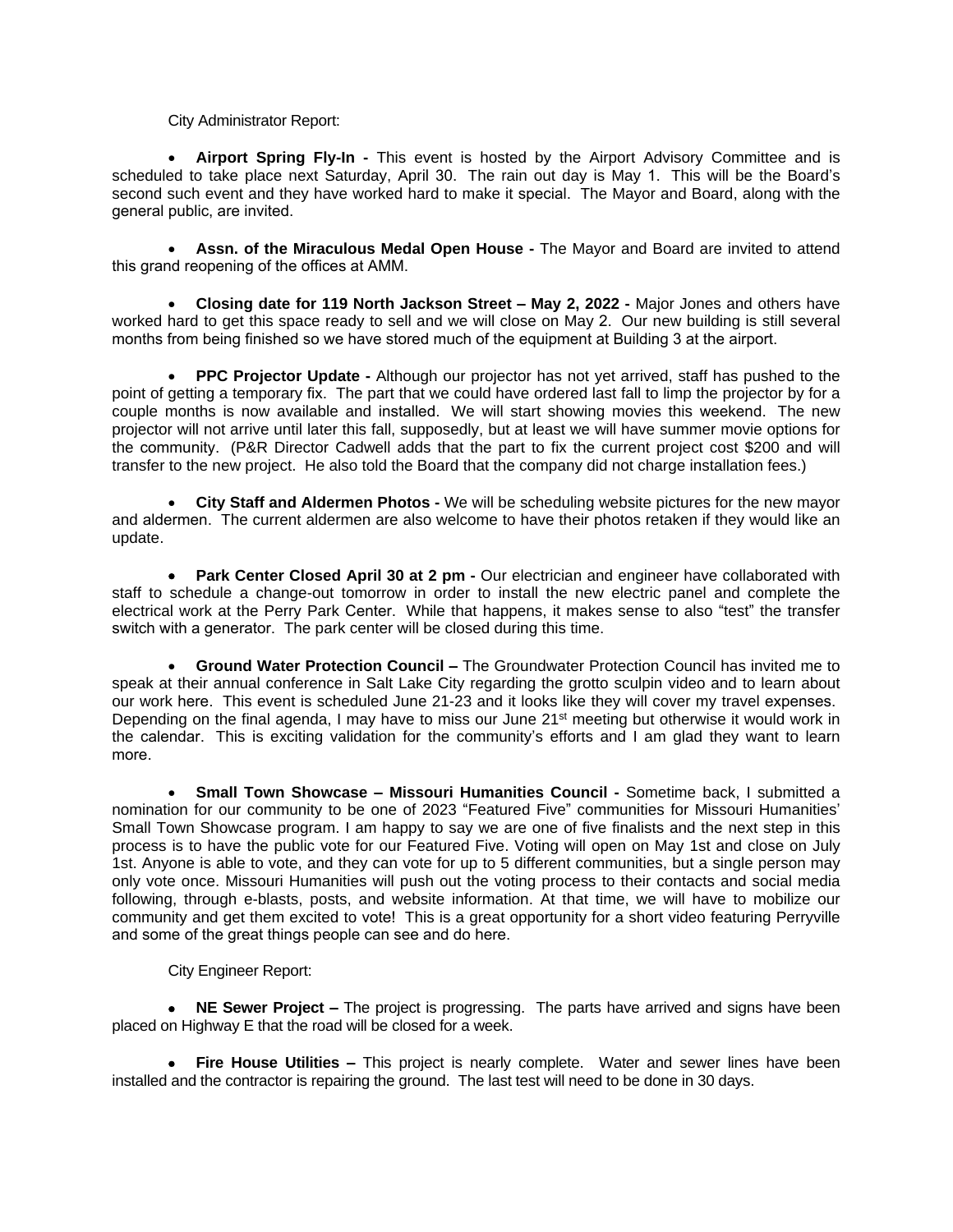City Administrator Report:

- **Airport Spring Fly-In -** This event is hosted by the Airport Advisory Committee and is scheduled to take place next Saturday, April 30. The rain out day is May 1. This will be the Board's second such event and they have worked hard to make it special. The Mayor and Board, along with the general public, are invited.

- **Assn. of the Miraculous Medal Open House -** The Mayor and Board are invited to attend this grand reopening of the offices at AMM.

- **Closing date for 119 North Jackson Street – May 2, 2022 -** Major Jones and others have worked hard to get this space ready to sell and we will close on May 2. Our new building is still several months from being finished so we have stored much of the equipment at Building 3 at the airport.

- **PPC Projector Update -** Although our projector has not yet arrived, staff has pushed to the point of getting a temporary fix. The part that we could have ordered last fall to limp the projector by for a couple months is now available and installed. We will start showing movies this weekend. The new projector will not arrive until later this fall, supposedly, but at least we will have summer movie options for the community. (P&R Director Cadwell adds that the part to fix the current project cost $200 and will transfer to the new project. He also told the Board that the company did not charge installation fees.)

- **City Staff and Aldermen Photos -** We will be scheduling website pictures for the new mayor and aldermen. The current aldermen are also welcome to have their photos retaken if they would like an update.

- **Park Center Closed April 30 at 2 pm -** Our electrician and engineer have collaborated with staff to schedule a change-out tomorrow in order to install the new electric panel and complete the electrical work at the Perry Park Center. While that happens, it makes sense to also "test" the transfer switch with a generator. The park center will be closed during this time.

- **Ground Water Protection Council –** The Groundwater Protection Council has invited me to speak at their annual conference in Salt Lake City regarding the grotto sculpin video and to learn about our work here. This event is scheduled June 21-23 and it looks like they will cover my travel expenses. Depending on the final agenda, I may have to miss our June 21st meeting but otherwise it would work in the calendar. This is exciting validation for the community's efforts and I am glad they want to learn more.

- **Small Town Showcase – Missouri Humanities Council -** Sometime back, I submitted a nomination for our community to be one of 2023 "Featured Five" communities for Missouri Humanities' Small Town Showcase program. I am happy to say we are one of five finalists and the next step in this process is to have the public vote for our Featured Five. Voting will open on May 1st and close on July 1st. Anyone is able to vote, and they can vote for up to 5 different communities, but a single person may only vote once. Missouri Humanities will push out the voting process to their contacts and social media following, through e-blasts, posts, and website information. At that time, we will have to mobilize our community and get them excited to vote! This is a great opportunity for a short video featuring Perryville and some of the great things people can see and do here.

City Engineer Report:

- **NE Sewer Project –** The project is progressing. The parts have arrived and signs have been placed on Highway E that the road will be closed for a week.

- **Fire House Utilities –** This project is nearly complete. Water and sewer lines have been installed and the contractor is repairing the ground. The last test will need to be done in 30 days.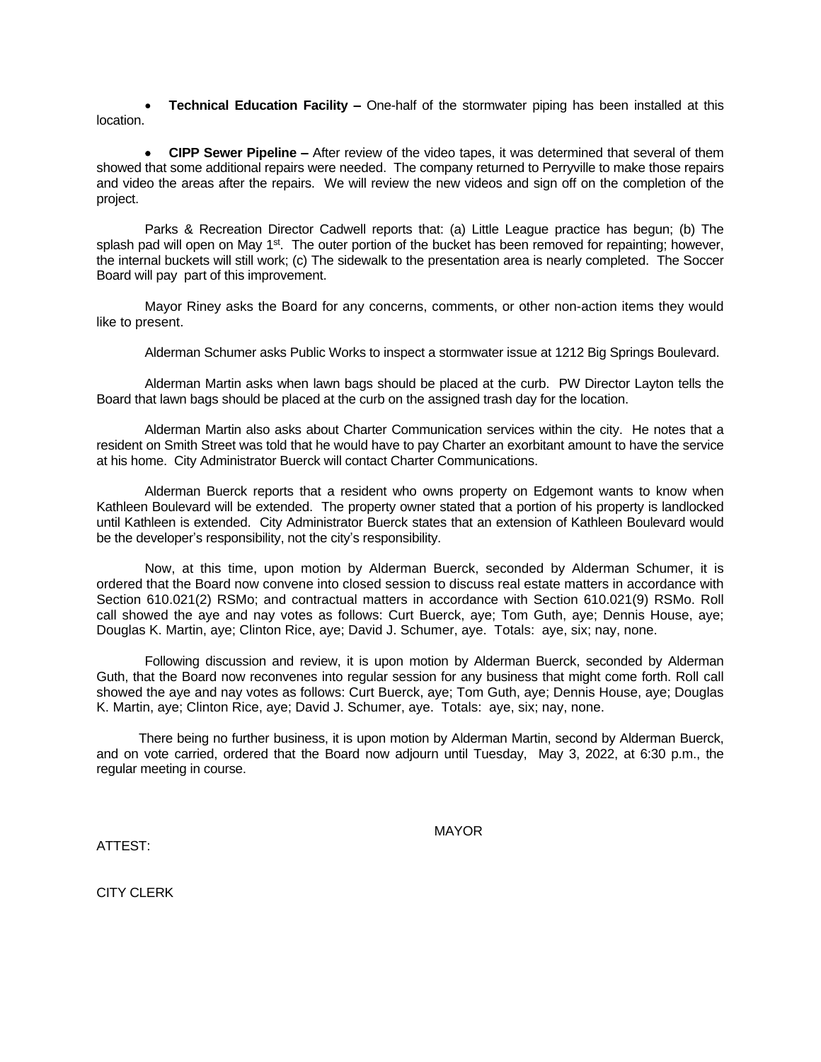- **Technical Education Facility –** One-half of the stormwater piping has been installed at this location.

- **CIPP Sewer Pipeline –** After review of the video tapes, it was determined that several of them showed that some additional repairs were needed. The company returned to Perryville to make those repairs and video the areas after the repairs. We will review the new videos and sign off on the completion of the project.

Parks & Recreation Director Cadwell reports that: (a) Little League practice has begun; (b) The splash pad will open on May 1st. The outer portion of the bucket has been removed for repainting; however, the internal buckets will still work; (c) The sidewalk to the presentation area is nearly completed. The Soccer Board will pay part of this improvement.

Mayor Riney asks the Board for any concerns, comments, or other non-action items they would like to present.

Alderman Schumer asks Public Works to inspect a stormwater issue at 1212 Big Springs Boulevard.

Alderman Martin asks when lawn bags should be placed at the curb. PW Director Layton tells the Board that lawn bags should be placed at the curb on the assigned trash day for the location.

Alderman Martin also asks about Charter Communication services within the city. He notes that a resident on Smith Street was told that he would have to pay Charter an exorbitant amount to have the service at his home. City Administrator Buerck will contact Charter Communications.

Alderman Buerck reports that a resident who owns property on Edgemont wants to know when Kathleen Boulevard will be extended. The property owner stated that a portion of his property is landlocked until Kathleen is extended. City Administrator Buerck states that an extension of Kathleen Boulevard would be the developer's responsibility, not the city's responsibility.

Now, at this time, upon motion by Alderman Buerck, seconded by Alderman Schumer, it is ordered that the Board now convene into closed session to discuss real estate matters in accordance with Section 610.021(2) RSMo; and contractual matters in accordance with Section 610.021(9) RSMo. Roll call showed the aye and nay votes as follows: Curt Buerck, aye; Tom Guth, aye; Dennis House, aye; Douglas K. Martin, aye; Clinton Rice, aye; David J. Schumer, aye. Totals: aye, six; nay, none.

Following discussion and review, it is upon motion by Alderman Buerck, seconded by Alderman Guth, that the Board now reconvenes into regular session for any business that might come forth. Roll call showed the aye and nay votes as follows: Curt Buerck, aye; Tom Guth, aye; Dennis House, aye; Douglas K. Martin, aye; Clinton Rice, aye; David J. Schumer, aye. Totals: aye, six; nay, none.

There being no further business, it is upon motion by Alderman Martin, second by Alderman Buerck, and on vote carried, ordered that the Board now adjourn until Tuesday, May 3, 2022, at 6:30 p.m., the regular meeting in course.

MAYOR

ATTEST:

CITY CLERK